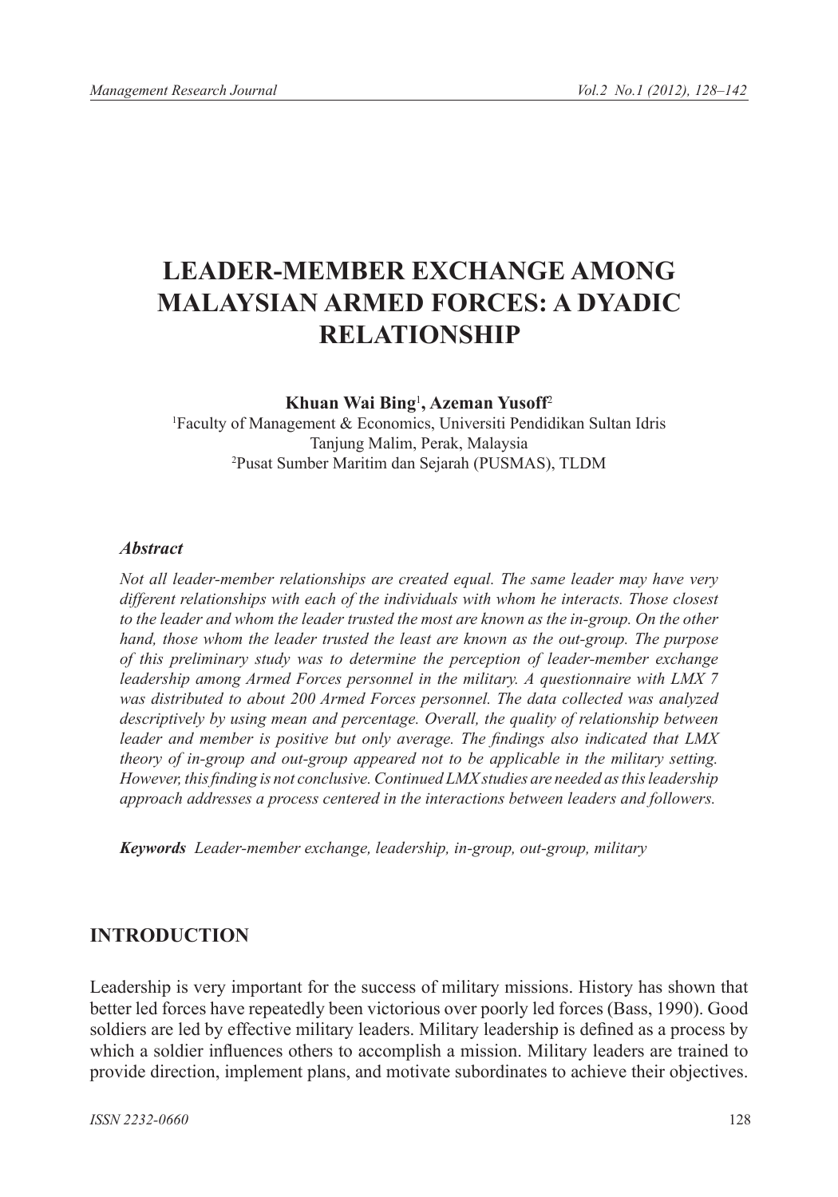# LEADER-MEMBER EXCHANGE AMONG MALAYSIAN ARMED FORCES: A DYADIC RELATIONSHIP

**Khuan Wai Bing**[1]**, Azeman Yusoff**[2]

[1]Faculty of Management & Economics, Universiti Pendidikan Sultan Idris
Tanjung Malim, Perak, Malaysia
[2]Pusat Sumber Maritim dan Sejarah (PUSMAS), TLDM

### *Abstract*

*Not all leader-member relationships are created equal. The same leader may have very different relationships with each of the individuals with whom he interacts. Those closest to the leader and whom the leader trusted the most are known as the in-group. On the other hand, those whom the leader trusted the least are known as the out-group. The purpose of this preliminary study was to determine the perception of leader-member exchange leadership among Armed Forces personnel in the military. A questionnaire with LMX 7 was distributed to about 200 Armed Forces personnel. The data collected was analyzed descriptively by using mean and percentage. Overall, the quality of relationship between leader and member is positive but only average. The findings also indicated that LMX theory of in-group and out-group appeared not to be applicable in the military setting. However, this finding is not conclusive. Continued LMX studies are needed as this leadership approach addresses a process centered in the interactions between leaders and followers.*

***Keywords*** *Leader-member exchange, leadership, in-group, out-group, military*

## INTRODUCTION

Leadership is very important for the success of military missions. History has shown that better led forces have repeatedly been victorious over poorly led forces (Bass, 1990). Good soldiers are led by effective military leaders. Military leadership is defined as a process by which a soldier influences others to accomplish a mission. Military leaders are trained to provide direction, implement plans, and motivate subordinates to achieve their objectives.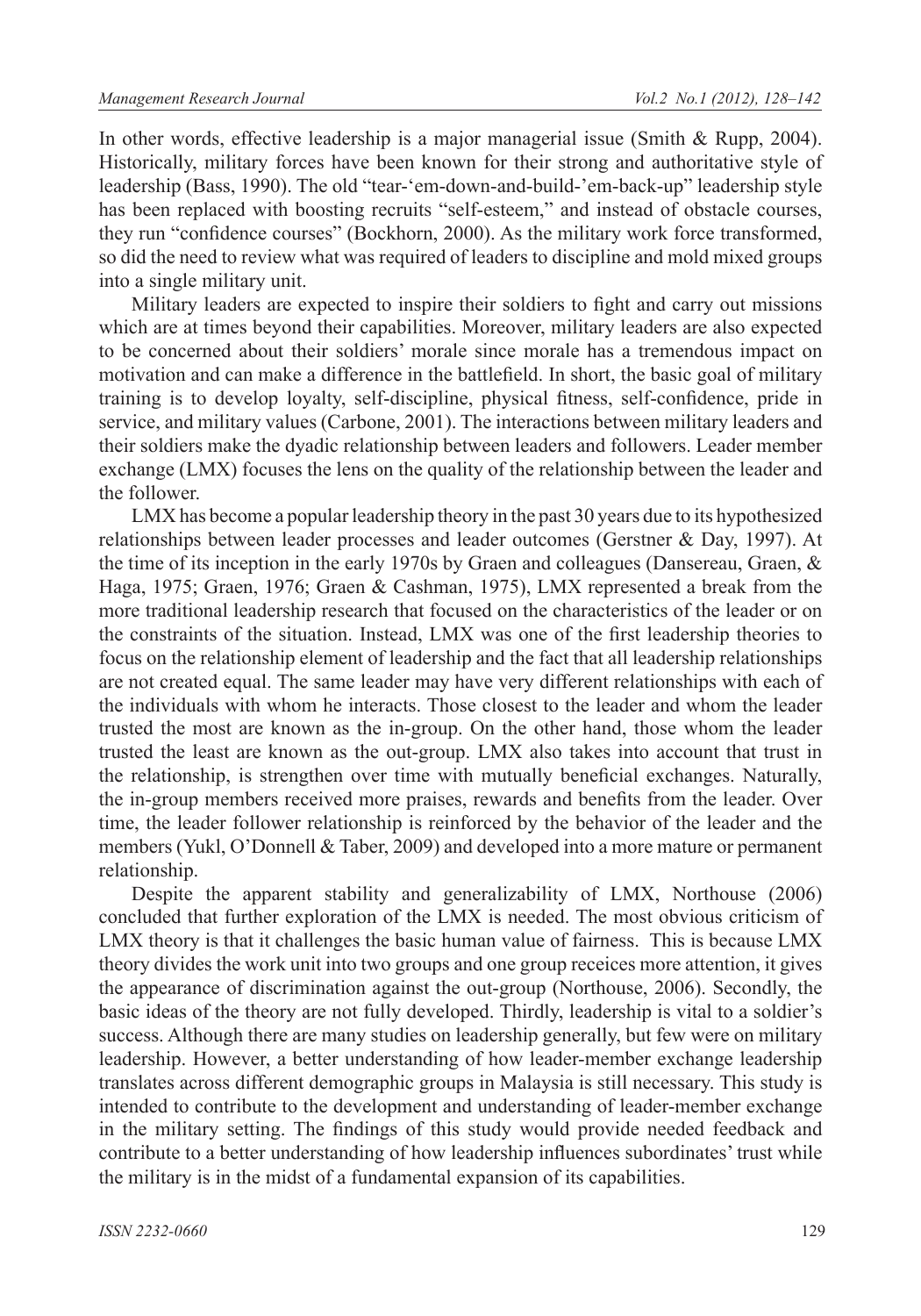In other words, effective leadership is a major managerial issue (Smith & Rupp, 2004). Historically, military forces have been known for their strong and authoritative style of leadership (Bass, 1990). The old "tear-'em-down-and-build-'em-back-up" leadership style has been replaced with boosting recruits "self-esteem," and instead of obstacle courses, they run "confidence courses" (Bockhorn, 2000). As the military work force transformed, so did the need to review what was required of leaders to discipline and mold mixed groups into a single military unit.

Military leaders are expected to inspire their soldiers to fight and carry out missions which are at times beyond their capabilities. Moreover, military leaders are also expected to be concerned about their soldiers' morale since morale has a tremendous impact on motivation and can make a difference in the battlefield. In short, the basic goal of military training is to develop loyalty, self-discipline, physical fitness, self-confidence, pride in service, and military values (Carbone, 2001). The interactions between military leaders and their soldiers make the dyadic relationship between leaders and followers. Leader member exchange (LMX) focuses the lens on the quality of the relationship between the leader and the follower.

LMX has become a popular leadership theory in the past 30 years due to its hypothesized relationships between leader processes and leader outcomes (Gerstner & Day, 1997). At the time of its inception in the early 1970s by Graen and colleagues (Dansereau, Graen, & Haga, 1975; Graen, 1976; Graen & Cashman, 1975), LMX represented a break from the more traditional leadership research that focused on the characteristics of the leader or on the constraints of the situation. Instead, LMX was one of the first leadership theories to focus on the relationship element of leadership and the fact that all leadership relationships are not created equal. The same leader may have very different relationships with each of the individuals with whom he interacts. Those closest to the leader and whom the leader trusted the most are known as the in-group. On the other hand, those whom the leader trusted the least are known as the out-group. LMX also takes into account that trust in the relationship, is strengthen over time with mutually beneficial exchanges. Naturally, the in-group members received more praises, rewards and benefits from the leader. Over time, the leader follower relationship is reinforced by the behavior of the leader and the members (Yukl, O'Donnell & Taber, 2009) and developed into a more mature or permanent relationship.

Despite the apparent stability and generalizability of LMX, Northouse (2006) concluded that further exploration of the LMX is needed. The most obvious criticism of LMX theory is that it challenges the basic human value of fairness. This is because LMX theory divides the work unit into two groups and one group receices more attention, it gives the appearance of discrimination against the out-group (Northouse, 2006). Secondly, the basic ideas of the theory are not fully developed. Thirdly, leadership is vital to a soldier's success. Although there are many studies on leadership generally, but few were on military leadership. However, a better understanding of how leader-member exchange leadership translates across different demographic groups in Malaysia is still necessary. This study is intended to contribute to the development and understanding of leader-member exchange in the military setting. The findings of this study would provide needed feedback and contribute to a better understanding of how leadership influences subordinates' trust while the military is in the midst of a fundamental expansion of its capabilities.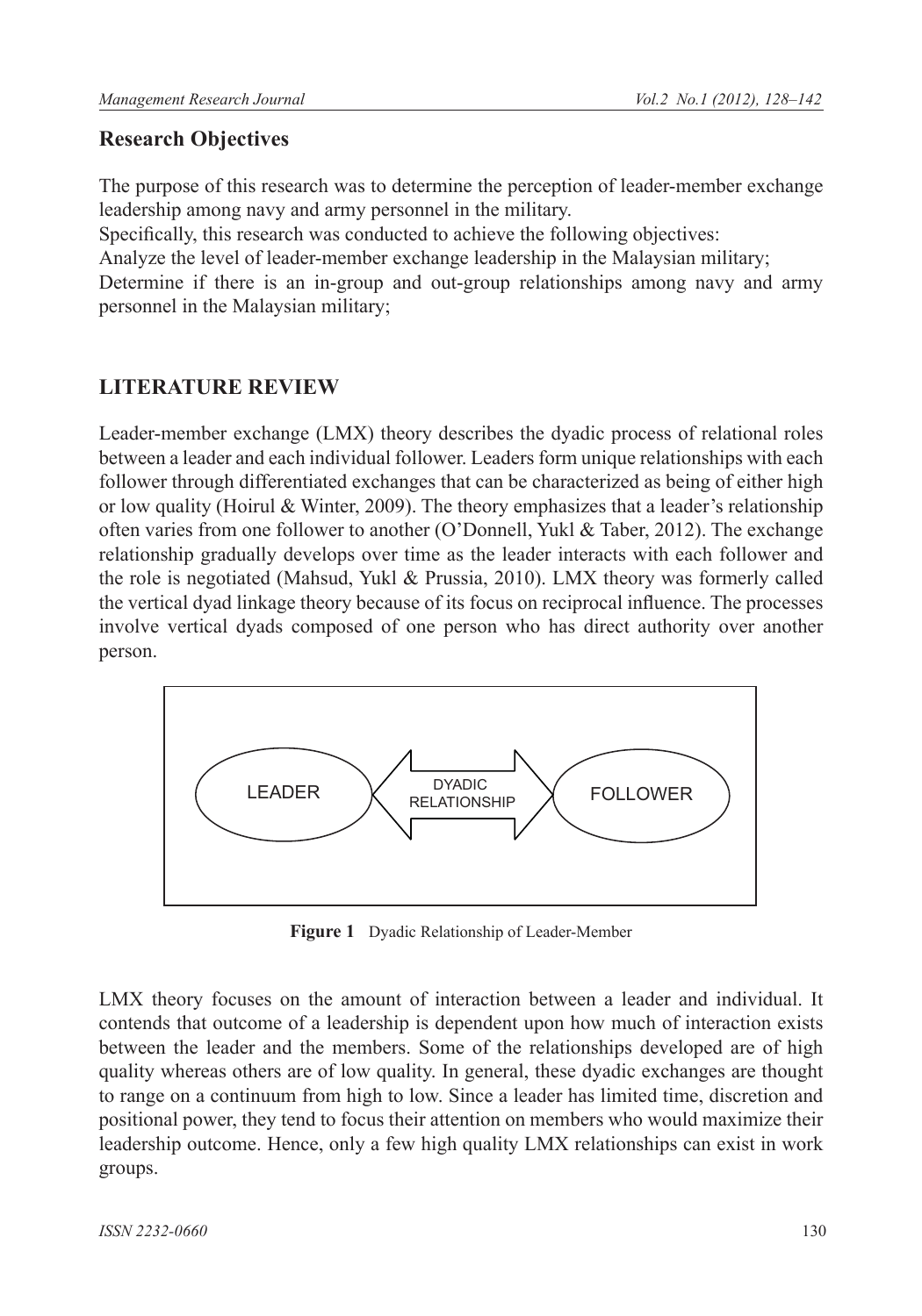## Research Objectives

The purpose of this research was to determine the perception of leader-member exchange leadership among navy and army personnel in the military.

Specifically, this research was conducted to achieve the following objectives:

Analyze the level of leader-member exchange leadership in the Malaysian military;

Determine if there is an in-group and out-group relationships among navy and army personnel in the Malaysian military;

## LITERATURE REVIEW

Leader-member exchange (LMX) theory describes the dyadic process of relational roles between a leader and each individual follower. Leaders form unique relationships with each follower through differentiated exchanges that can be characterized as being of either high or low quality (Hoirul & Winter, 2009). The theory emphasizes that a leader's relationship often varies from one follower to another (O'Donnell, Yukl & Taber, 2012). The exchange relationship gradually develops over time as the leader interacts with each follower and the role is negotiated (Mahsud, Yukl & Prussia, 2010). LMX theory was formerly called the vertical dyad linkage theory because of its focus on reciprocal influence. The processes involve vertical dyads composed of one person who has direct authority over another person.

LEADER ⟷ DYADIC RELATIONSHIP ⟷ FOLLOWER

**Figure 1** Dyadic Relationship of Leader-Member

LMX theory focuses on the amount of interaction between a leader and individual. It contends that outcome of a leadership is dependent upon how much of interaction exists between the leader and the members. Some of the relationships developed are of high quality whereas others are of low quality. In general, these dyadic exchanges are thought to range on a continuum from high to low. Since a leader has limited time, discretion and positional power, they tend to focus their attention on members who would maximize their leadership outcome. Hence, only a few high quality LMX relationships can exist in work groups.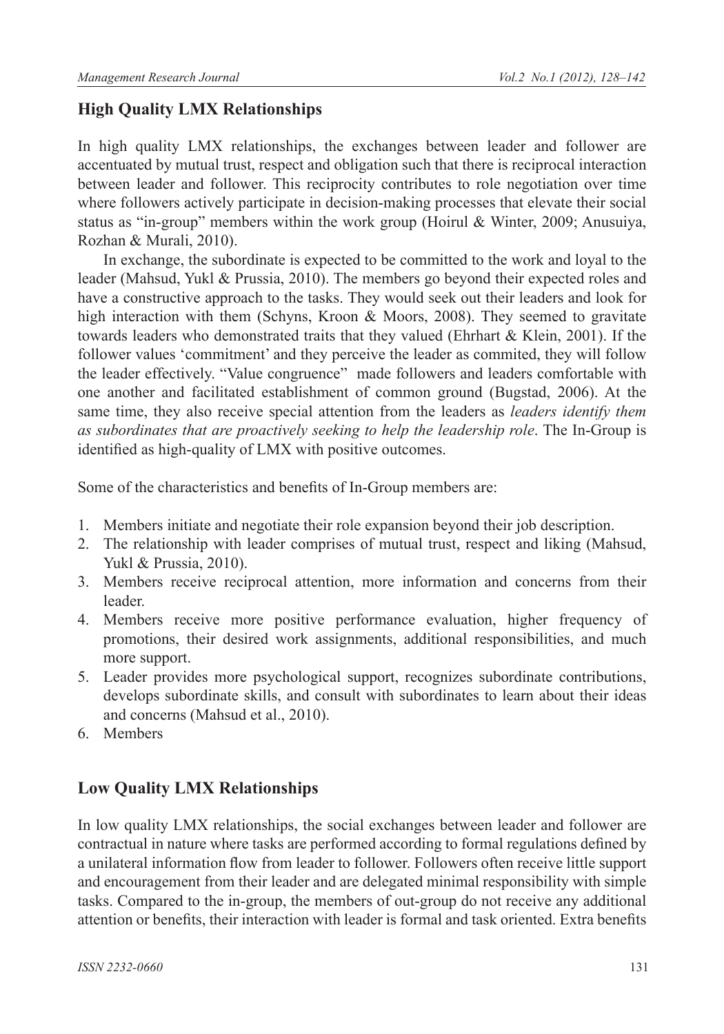## High Quality LMX Relationships

In high quality LMX relationships, the exchanges between leader and follower are accentuated by mutual trust, respect and obligation such that there is reciprocal interaction between leader and follower. This reciprocity contributes to role negotiation over time where followers actively participate in decision-making processes that elevate their social status as "in-group" members within the work group (Hoirul & Winter, 2009; Anusuiya, Rozhan & Murali, 2010).

In exchange, the subordinate is expected to be committed to the work and loyal to the leader (Mahsud, Yukl & Prussia, 2010). The members go beyond their expected roles and have a constructive approach to the tasks. They would seek out their leaders and look for high interaction with them (Schyns, Kroon & Moors, 2008). They seemed to gravitate towards leaders who demonstrated traits that they valued (Ehrhart & Klein, 2001). If the follower values 'commitment' and they perceive the leader as commited, they will follow the leader effectively. "Value congruence" made followers and leaders comfortable with one another and facilitated establishment of common ground (Bugstad, 2006). At the same time, they also receive special attention from the leaders as *leaders identify them as subordinates that are proactively seeking to help the leadership role*. The In-Group is identified as high-quality of LMX with positive outcomes.

Some of the characteristics and benefits of In-Group members are:

1. Members initiate and negotiate their role expansion beyond their job description.
2. The relationship with leader comprises of mutual trust, respect and liking (Mahsud, Yukl & Prussia, 2010).
3. Members receive reciprocal attention, more information and concerns from their leader.
4. Members receive more positive performance evaluation, higher frequency of promotions, their desired work assignments, additional responsibilities, and much more support.
5. Leader provides more psychological support, recognizes subordinate contributions, develops subordinate skills, and consult with subordinates to learn about their ideas and concerns (Mahsud et al., 2010).
6. Members

## Low Quality LMX Relationships

In low quality LMX relationships, the social exchanges between leader and follower are contractual in nature where tasks are performed according to formal regulations defined by a unilateral information flow from leader to follower. Followers often receive little support and encouragement from their leader and are delegated minimal responsibility with simple tasks. Compared to the in-group, the members of out-group do not receive any additional attention or benefits, their interaction with leader is formal and task oriented. Extra benefits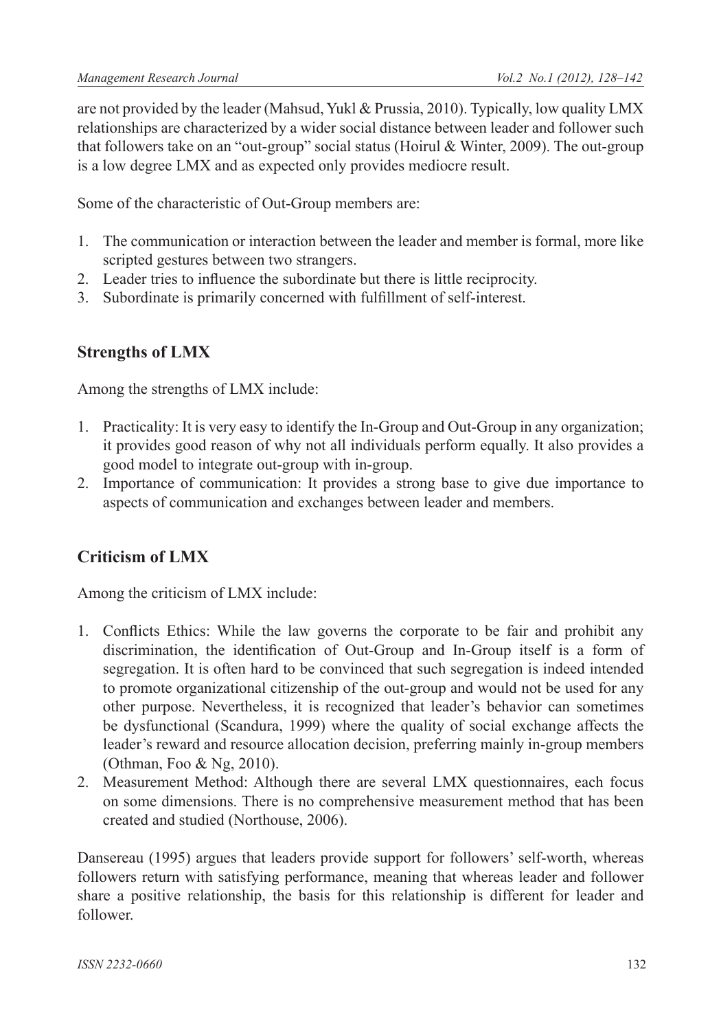are not provided by the leader (Mahsud, Yukl & Prussia, 2010). Typically, low quality LMX relationships are characterized by a wider social distance between leader and follower such that followers take on an "out-group" social status (Hoirul & Winter, 2009). The out-group is a low degree LMX and as expected only provides mediocre result.

Some of the characteristic of Out-Group members are:

1. The communication or interaction between the leader and member is formal, more like scripted gestures between two strangers.
2. Leader tries to influence the subordinate but there is little reciprocity.
3. Subordinate is primarily concerned with fulfillment of self-interest.

## Strengths of LMX

Among the strengths of LMX include:

1. Practicality: It is very easy to identify the In-Group and Out-Group in any organization; it provides good reason of why not all individuals perform equally. It also provides a good model to integrate out-group with in-group.
2. Importance of communication: It provides a strong base to give due importance to aspects of communication and exchanges between leader and members.

## Criticism of LMX

Among the criticism of LMX include:

1. Conflicts Ethics: While the law governs the corporate to be fair and prohibit any discrimination, the identification of Out-Group and In-Group itself is a form of segregation. It is often hard to be convinced that such segregation is indeed intended to promote organizational citizenship of the out-group and would not be used for any other purpose. Nevertheless, it is recognized that leader's behavior can sometimes be dysfunctional (Scandura, 1999) where the quality of social exchange affects the leader's reward and resource allocation decision, preferring mainly in-group members (Othman, Foo & Ng, 2010).
2. Measurement Method: Although there are several LMX questionnaires, each focus on some dimensions. There is no comprehensive measurement method that has been created and studied (Northouse, 2006).

Dansereau (1995) argues that leaders provide support for followers' self-worth, whereas followers return with satisfying performance, meaning that whereas leader and follower share a positive relationship, the basis for this relationship is different for leader and follower.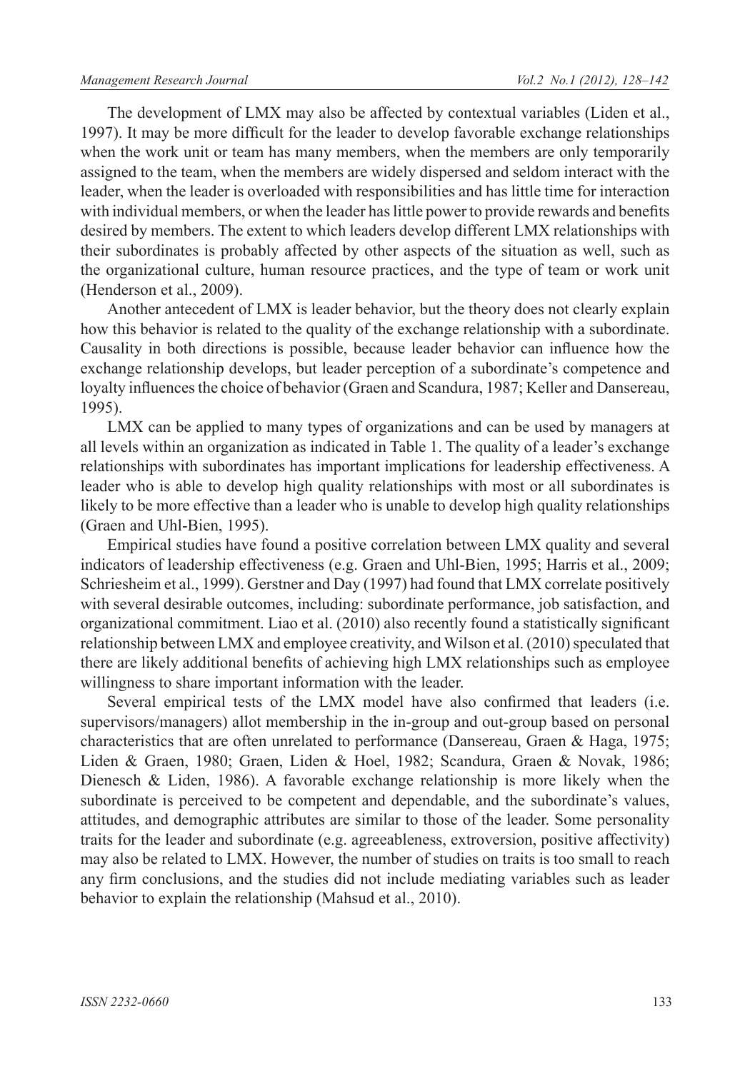The development of LMX may also be affected by contextual variables (Liden et al., 1997). It may be more difficult for the leader to develop favorable exchange relationships when the work unit or team has many members, when the members are only temporarily assigned to the team, when the members are widely dispersed and seldom interact with the leader, when the leader is overloaded with responsibilities and has little time for interaction with individual members, or when the leader has little power to provide rewards and benefits desired by members. The extent to which leaders develop different LMX relationships with their subordinates is probably affected by other aspects of the situation as well, such as the organizational culture, human resource practices, and the type of team or work unit (Henderson et al., 2009).

Another antecedent of LMX is leader behavior, but the theory does not clearly explain how this behavior is related to the quality of the exchange relationship with a subordinate. Causality in both directions is possible, because leader behavior can influence how the exchange relationship develops, but leader perception of a subordinate's competence and loyalty influences the choice of behavior (Graen and Scandura, 1987; Keller and Dansereau, 1995).

LMX can be applied to many types of organizations and can be used by managers at all levels within an organization as indicated in Table 1. The quality of a leader's exchange relationships with subordinates has important implications for leadership effectiveness. A leader who is able to develop high quality relationships with most or all subordinates is likely to be more effective than a leader who is unable to develop high quality relationships (Graen and Uhl-Bien, 1995).

Empirical studies have found a positive correlation between LMX quality and several indicators of leadership effectiveness (e.g. Graen and Uhl-Bien, 1995; Harris et al., 2009; Schriesheim et al., 1999). Gerstner and Day (1997) had found that LMX correlate positively with several desirable outcomes, including: subordinate performance, job satisfaction, and organizational commitment. Liao et al. (2010) also recently found a statistically significant relationship between LMX and employee creativity, and Wilson et al. (2010) speculated that there are likely additional benefits of achieving high LMX relationships such as employee willingness to share important information with the leader.

Several empirical tests of the LMX model have also confirmed that leaders (i.e. supervisors/managers) allot membership in the in-group and out-group based on personal characteristics that are often unrelated to performance (Dansereau, Graen & Haga, 1975; Liden & Graen, 1980; Graen, Liden & Hoel, 1982; Scandura, Graen & Novak, 1986; Dienesch & Liden, 1986). A favorable exchange relationship is more likely when the subordinate is perceived to be competent and dependable, and the subordinate's values, attitudes, and demographic attributes are similar to those of the leader. Some personality traits for the leader and subordinate (e.g. agreeableness, extroversion, positive affectivity) may also be related to LMX. However, the number of studies on traits is too small to reach any firm conclusions, and the studies did not include mediating variables such as leader behavior to explain the relationship (Mahsud et al., 2010).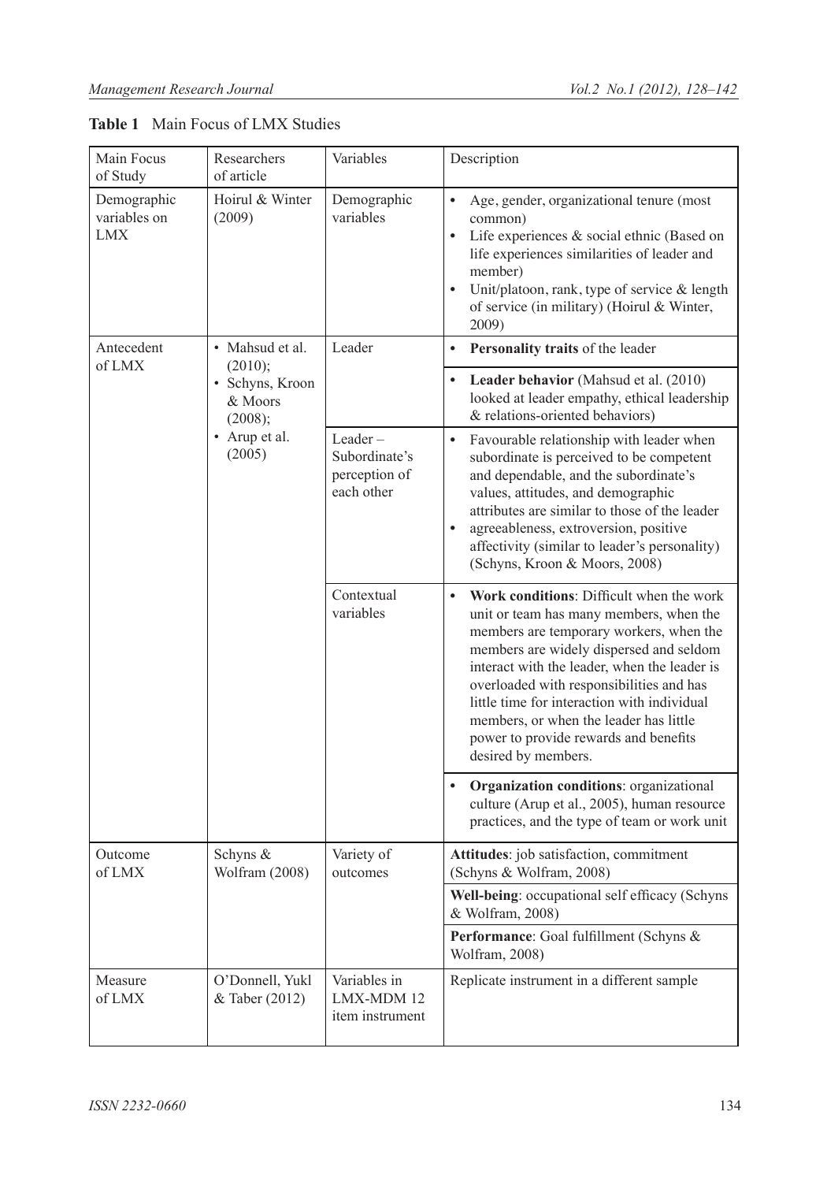**Table 1** Main Focus of LMX Studies

| Main Focus of Study | Researchers of article | Variables | Description |
|---|---|---|---|
| Demographic variables on LMX | Hoirul & Winter (2009) | Demographic variables | • Age, gender, organizational tenure (most common)<br>• Life experiences & social ethnic (Based on life experiences similarities of leader and member)<br>• Unit/platoon, rank, type of service & length of service (in military) (Hoirul & Winter, 2009) |
| Antecedent of LMX | • Mahsud et al. (2010);<br>• Schyns, Kroon & Moors (2008);<br>• Arup et al. (2005) | Leader | • **Personality traits** of the leader |
| | | | • **Leader behavior** (Mahsud et al. (2010) looked at leader empathy, ethical leadership & relations-oriented behaviors) |
| | | Leader – Subordinate's perception of each other | • Favourable relationship with leader when subordinate is perceived to be competent and dependable, and the subordinate's values, attitudes, and demographic attributes are similar to those of the leader<br>• agreeableness, extroversion, positive affectivity (similar to leader's personality) (Schyns, Kroon & Moors, 2008) |
| | | Contextual variables | • **Work conditions**: Difficult when the work unit or team has many members, when the members are temporary workers, when the members are widely dispersed and seldom interact with the leader, when the leader is overloaded with responsibilities and has little time for interaction with individual members, or when the leader has little power to provide rewards and benefits desired by members. |
| | | | • **Organization conditions**: organizational culture (Arup et al., 2005), human resource practices, and the type of team or work unit |
| Outcome of LMX | Schyns & Wolfram (2008) | Variety of outcomes | **Attitudes**: job satisfaction, commitment (Schyns & Wolfram, 2008) |
| | | | **Well-being**: occupational self efficacy (Schyns & Wolfram, 2008) |
| | | | **Performance**: Goal fulfillment (Schyns & Wolfram, 2008) |
| Measure of LMX | O'Donnell, Yukl & Taber (2012) | Variables in LMX-MDM 12 item instrument | Replicate instrument in a different sample |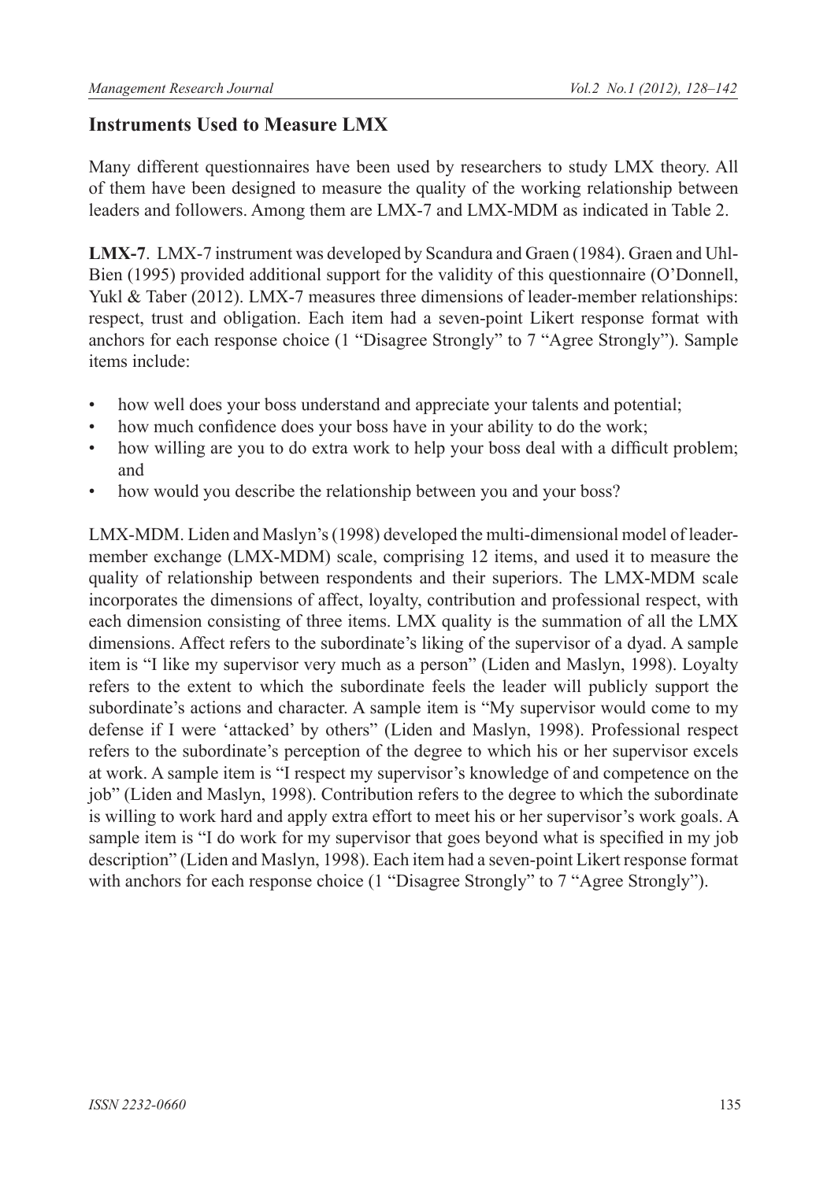## Instruments Used to Measure LMX

Many different questionnaires have been used by researchers to study LMX theory. All of them have been designed to measure the quality of the working relationship between leaders and followers. Among them are LMX-7 and LMX-MDM as indicated in Table 2.

**LMX-7**. LMX-7 instrument was developed by Scandura and Graen (1984). Graen and Uhl-Bien (1995) provided additional support for the validity of this questionnaire (O'Donnell, Yukl & Taber (2012). LMX-7 measures three dimensions of leader-member relationships: respect, trust and obligation. Each item had a seven-point Likert response format with anchors for each response choice (1 "Disagree Strongly" to 7 "Agree Strongly"). Sample items include:

- how well does your boss understand and appreciate your talents and potential;
- how much confidence does your boss have in your ability to do the work;
- how willing are you to do extra work to help your boss deal with a difficult problem; and
- how would you describe the relationship between you and your boss?

LMX-MDM. Liden and Maslyn's (1998) developed the multi-dimensional model of leader-member exchange (LMX-MDM) scale, comprising 12 items, and used it to measure the quality of relationship between respondents and their superiors. The LMX-MDM scale incorporates the dimensions of affect, loyalty, contribution and professional respect, with each dimension consisting of three items. LMX quality is the summation of all the LMX dimensions. Affect refers to the subordinate's liking of the supervisor of a dyad. A sample item is "I like my supervisor very much as a person" (Liden and Maslyn, 1998). Loyalty refers to the extent to which the subordinate feels the leader will publicly support the subordinate's actions and character. A sample item is "My supervisor would come to my defense if I were 'attacked' by others" (Liden and Maslyn, 1998). Professional respect refers to the subordinate's perception of the degree to which his or her supervisor excels at work. A sample item is "I respect my supervisor's knowledge of and competence on the job" (Liden and Maslyn, 1998). Contribution refers to the degree to which the subordinate is willing to work hard and apply extra effort to meet his or her supervisor's work goals. A sample item is "I do work for my supervisor that goes beyond what is specified in my job description" (Liden and Maslyn, 1998). Each item had a seven-point Likert response format with anchors for each response choice (1 "Disagree Strongly" to 7 "Agree Strongly").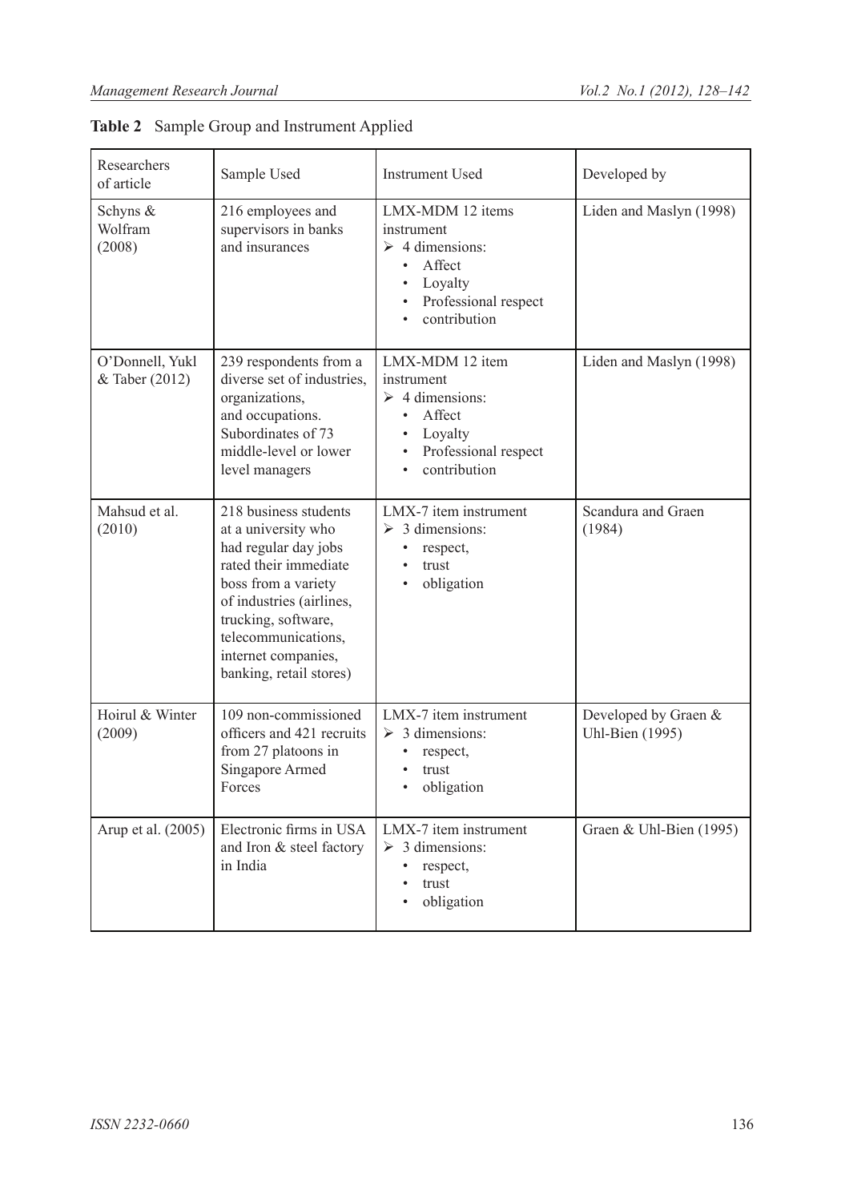**Table 2** Sample Group and Instrument Applied

| Researchers of article | Sample Used | Instrument Used | Developed by |
|---|---|---|---|
| Schyns & Wolfram (2008) | 216 employees and supervisors in banks and insurances | LMX-MDM 12 items instrument<br>➢ 4 dimensions:<br>• Affect<br>• Loyalty<br>• Professional respect<br>• contribution | Liden and Maslyn (1998) |
| O'Donnell, Yukl & Taber (2012) | 239 respondents from a diverse set of industries, organizations, and occupations. Subordinates of 73 middle-level or lower level managers | LMX-MDM 12 item instrument<br>➢ 4 dimensions:<br>• Affect<br>• Loyalty<br>• Professional respect<br>• contribution | Liden and Maslyn (1998) |
| Mahsud et al. (2010) | 218 business students at a university who had regular day jobs rated their immediate boss from a variety of industries (airlines, trucking, software, telecommunications, internet companies, banking, retail stores) | LMX-7 item instrument<br>➢ 3 dimensions:<br>• respect,<br>• trust<br>• obligation | Scandura and Graen (1984) |
| Hoirul & Winter (2009) | 109 non-commissioned officers and 421 recruits from 27 platoons in Singapore Armed Forces | LMX-7 item instrument<br>➢ 3 dimensions:<br>• respect,<br>• trust<br>• obligation | Developed by Graen & Uhl-Bien (1995) |
| Arup et al. (2005) | Electronic firms in USA and Iron & steel factory in India | LMX-7 item instrument<br>➢ 3 dimensions:<br>• respect,<br>• trust<br>• obligation | Graen & Uhl-Bien (1995) |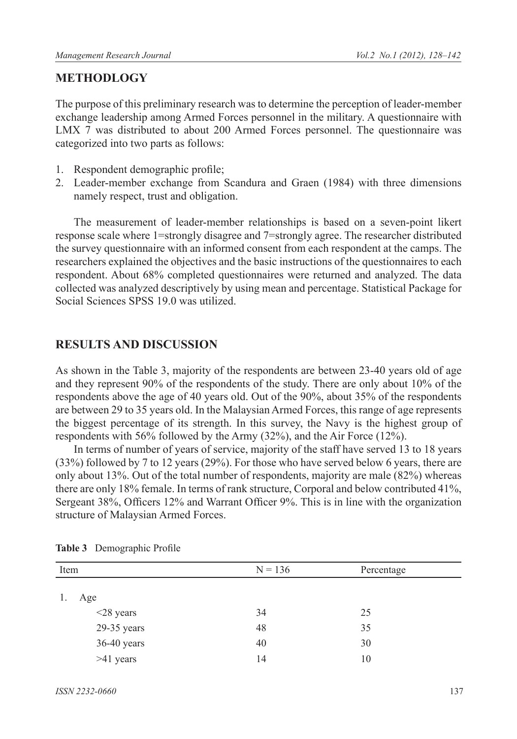## METHODLOGY

The purpose of this preliminary research was to determine the perception of leader-member exchange leadership among Armed Forces personnel in the military. A questionnaire with LMX 7 was distributed to about 200 Armed Forces personnel. The questionnaire was categorized into two parts as follows:

1. Respondent demographic profile;
2. Leader-member exchange from Scandura and Graen (1984) with three dimensions namely respect, trust and obligation.

The measurement of leader-member relationships is based on a seven-point likert response scale where 1=strongly disagree and 7=strongly agree. The researcher distributed the survey questionnaire with an informed consent from each respondent at the camps. The researchers explained the objectives and the basic instructions of the questionnaires to each respondent. About 68% completed questionnaires were returned and analyzed. The data collected was analyzed descriptively by using mean and percentage. Statistical Package for Social Sciences SPSS 19.0 was utilized.

## RESULTS AND DISCUSSION

As shown in the Table 3, majority of the respondents are between 23-40 years old of age and they represent 90% of the respondents of the study. There are only about 10% of the respondents above the age of 40 years old. Out of the 90%, about 35% of the respondents are between 29 to 35 years old. In the Malaysian Armed Forces, this range of age represents the biggest percentage of its strength. In this survey, the Navy is the highest group of respondents with 56% followed by the Army (32%), and the Air Force (12%).

In terms of number of years of service, majority of the staff have served 13 to 18 years (33%) followed by 7 to 12 years (29%). For those who have served below 6 years, there are only about 13%. Out of the total number of respondents, majority are male (82%) whereas there are only 18% female. In terms of rank structure, Corporal and below contributed 41%, Sergeant 38%, Officers 12% and Warrant Officer 9%. This is in line with the organization structure of Malaysian Armed Forces.

**Table 3** Demographic Profile

| Item | N = 136 | Percentage |
|---|---|---|
| 1. Age | | |
| <28 years | 34 | 25 |
| 29-35 years | 48 | 35 |
| 36-40 years | 40 | 30 |
| >41 years | 14 | 10 |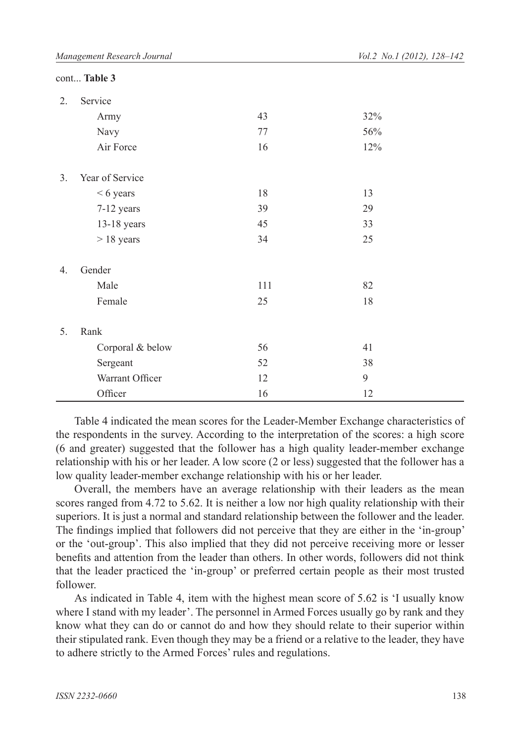cont... **Table 3**

| | | | |
|---|---|---|---|
| 2. | Service | | |
| | Army | 43 | 32% |
| | Navy | 77 | 56% |
| | Air Force | 16 | 12% |
| 3. | Year of Service | | |
| | < 6 years | 18 | 13 |
| | 7-12 years | 39 | 29 |
| | 13-18 years | 45 | 33 |
| | > 18 years | 34 | 25 |
| 4. | Gender | | |
| | Male | 111 | 82 |
| | Female | 25 | 18 |
| 5. | Rank | | |
| | Corporal & below | 56 | 41 |
| | Sergeant | 52 | 38 |
| | Warrant Officer | 12 | 9 |
| | Officer | 16 | 12 |

Table 4 indicated the mean scores for the Leader-Member Exchange characteristics of the respondents in the survey. According to the interpretation of the scores: a high score (6 and greater) suggested that the follower has a high quality leader-member exchange relationship with his or her leader. A low score (2 or less) suggested that the follower has a low quality leader-member exchange relationship with his or her leader.

Overall, the members have an average relationship with their leaders as the mean scores ranged from 4.72 to 5.62. It is neither a low nor high quality relationship with their superiors. It is just a normal and standard relationship between the follower and the leader. The findings implied that followers did not perceive that they are either in the 'in-group' or the 'out-group'. This also implied that they did not perceive receiving more or lesser benefits and attention from the leader than others. In other words, followers did not think that the leader practiced the 'in-group' or preferred certain people as their most trusted follower.

As indicated in Table 4, item with the highest mean score of 5.62 is 'I usually know where I stand with my leader'. The personnel in Armed Forces usually go by rank and they know what they can do or cannot do and how they should relate to their superior within their stipulated rank. Even though they may be a friend or a relative to the leader, they have to adhere strictly to the Armed Forces' rules and regulations.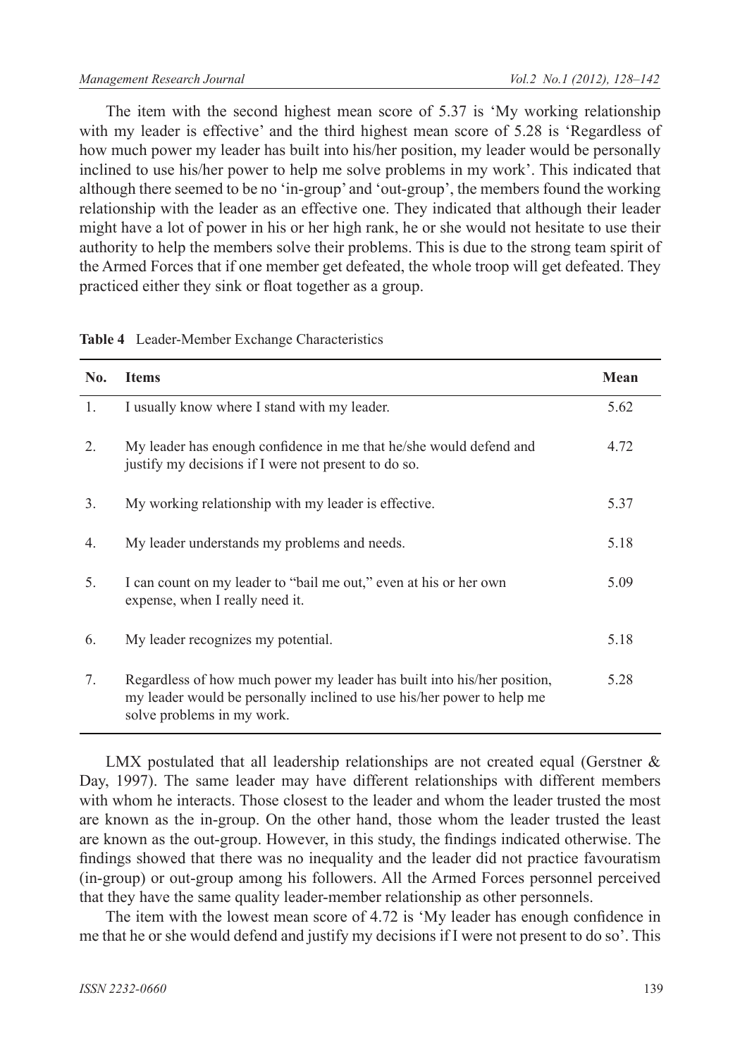The item with the second highest mean score of 5.37 is 'My working relationship with my leader is effective' and the third highest mean score of 5.28 is 'Regardless of how much power my leader has built into his/her position, my leader would be personally inclined to use his/her power to help me solve problems in my work'. This indicated that although there seemed to be no 'in-group' and 'out-group', the members found the working relationship with the leader as an effective one. They indicated that although their leader might have a lot of power in his or her high rank, he or she would not hesitate to use their authority to help the members solve their problems. This is due to the strong team spirit of the Armed Forces that if one member get defeated, the whole troop will get defeated. They practiced either they sink or float together as a group.

**Table 4** Leader-Member Exchange Characteristics

| No. | Items | Mean |
|---|---|---|
| 1. | I usually know where I stand with my leader. | 5.62 |
| 2. | My leader has enough confidence in me that he/she would defend and justify my decisions if I were not present to do so. | 4.72 |
| 3. | My working relationship with my leader is effective. | 5.37 |
| 4. | My leader understands my problems and needs. | 5.18 |
| 5. | I can count on my leader to "bail me out," even at his or her own expense, when I really need it. | 5.09 |
| 6. | My leader recognizes my potential. | 5.18 |
| 7. | Regardless of how much power my leader has built into his/her position, my leader would be personally inclined to use his/her power to help me solve problems in my work. | 5.28 |

LMX postulated that all leadership relationships are not created equal (Gerstner & Day, 1997). The same leader may have different relationships with different members with whom he interacts. Those closest to the leader and whom the leader trusted the most are known as the in-group. On the other hand, those whom the leader trusted the least are known as the out-group. However, in this study, the findings indicated otherwise. The findings showed that there was no inequality and the leader did not practice favouratism (in-group) or out-group among his followers. All the Armed Forces personnel perceived that they have the same quality leader-member relationship as other personnels.

The item with the lowest mean score of 4.72 is 'My leader has enough confidence in me that he or she would defend and justify my decisions if I were not present to do so'. This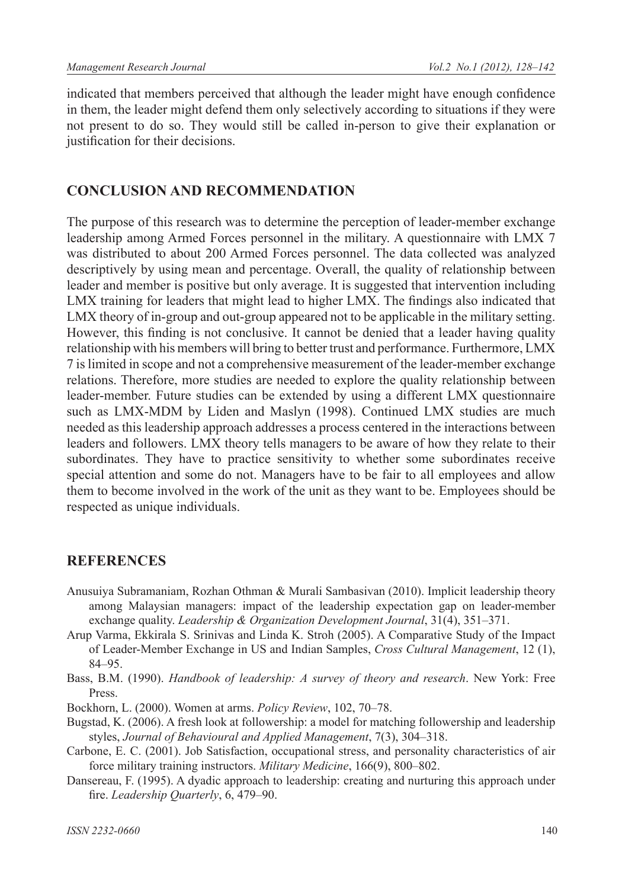indicated that members perceived that although the leader might have enough confidence in them, the leader might defend them only selectively according to situations if they were not present to do so. They would still be called in-person to give their explanation or justification for their decisions.

## CONCLUSION AND RECOMMENDATION

The purpose of this research was to determine the perception of leader-member exchange leadership among Armed Forces personnel in the military. A questionnaire with LMX 7 was distributed to about 200 Armed Forces personnel. The data collected was analyzed descriptively by using mean and percentage. Overall, the quality of relationship between leader and member is positive but only average. It is suggested that intervention including LMX training for leaders that might lead to higher LMX. The findings also indicated that LMX theory of in-group and out-group appeared not to be applicable in the military setting. However, this finding is not conclusive. It cannot be denied that a leader having quality relationship with his members will bring to better trust and performance. Furthermore, LMX 7 is limited in scope and not a comprehensive measurement of the leader-member exchange relations. Therefore, more studies are needed to explore the quality relationship between leader-member. Future studies can be extended by using a different LMX questionnaire such as LMX-MDM by Liden and Maslyn (1998). Continued LMX studies are much needed as this leadership approach addresses a process centered in the interactions between leaders and followers. LMX theory tells managers to be aware of how they relate to their subordinates. They have to practice sensitivity to whether some subordinates receive special attention and some do not. Managers have to be fair to all employees and allow them to become involved in the work of the unit as they want to be. Employees should be respected as unique individuals.

## REFERENCES

Anusuiya Subramaniam, Rozhan Othman & Murali Sambasivan (2010). Implicit leadership theory among Malaysian managers: impact of the leadership expectation gap on leader-member exchange quality. *Leadership & Organization Development Journal*, 31(4), 351–371.

Arup Varma, Ekkirala S. Srinivas and Linda K. Stroh (2005). A Comparative Study of the Impact of Leader-Member Exchange in US and Indian Samples, *Cross Cultural Management*, 12 (1), 84–95.

Bass, B.M. (1990). *Handbook of leadership: A survey of theory and research*. New York: Free Press.

Bockhorn, L. (2000). Women at arms. *Policy Review*, 102, 70–78.

Bugstad, K. (2006). A fresh look at followership: a model for matching followership and leadership styles, *Journal of Behavioural and Applied Management*, 7(3), 304–318.

Carbone, E. C. (2001). Job Satisfaction, occupational stress, and personality characteristics of air force military training instructors. *Military Medicine*, 166(9), 800–802.

Dansereau, F. (1995). A dyadic approach to leadership: creating and nurturing this approach under fire. *Leadership Quarterly*, 6, 479–90.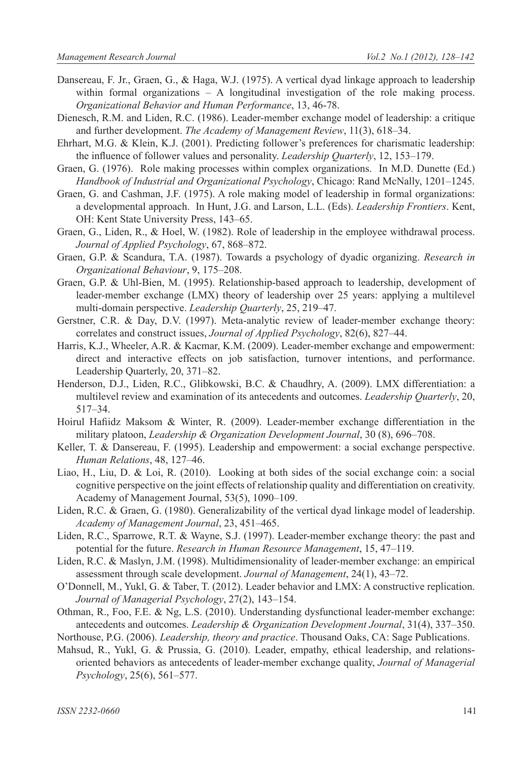Dansereau, F. Jr., Graen, G., & Haga, W.J. (1975). A vertical dyad linkage approach to leadership within formal organizations – A longitudinal investigation of the role making process. *Organizational Behavior and Human Performance*, 13, 46-78.

Dienesch, R.M. and Liden, R.C. (1986). Leader-member exchange model of leadership: a critique and further development. *The Academy of Management Review*, 11(3), 618–34.

Ehrhart, M.G. & Klein, K.J. (2001). Predicting follower's preferences for charismatic leadership: the influence of follower values and personality. *Leadership Quarterly*, 12, 153–179.

Graen, G. (1976). Role making processes within complex organizations. In M.D. Dunette (Ed.) *Handbook of Industrial and Organizational Psychology*, Chicago: Rand McNally, 1201–1245.

Graen, G. and Cashman, J.F. (1975). A role making model of leadership in formal organizations: a developmental approach. In Hunt, J.G. and Larson, L.L. (Eds). *Leadership Frontiers*. Kent, OH: Kent State University Press, 143–65.

Graen, G., Liden, R., & Hoel, W. (1982). Role of leadership in the employee withdrawal process. *Journal of Applied Psychology*, 67, 868–872.

Graen, G.P. & Scandura, T.A. (1987). Towards a psychology of dyadic organizing. *Research in Organizational Behaviour*, 9, 175–208.

Graen, G.P. & Uhl-Bien, M. (1995). Relationship-based approach to leadership, development of leader-member exchange (LMX) theory of leadership over 25 years: applying a multilevel multi-domain perspective. *Leadership Quarterly*, 25, 219–47.

Gerstner, C.R. & Day, D.V. (1997). Meta-analytic review of leader-member exchange theory: correlates and construct issues, *Journal of Applied Psychology*, 82(6), 827–44.

Harris, K.J., Wheeler, A.R. & Kacmar, K.M. (2009). Leader-member exchange and empowerment: direct and interactive effects on job satisfaction, turnover intentions, and performance. Leadership Quarterly, 20, 371–82.

Henderson, D.J., Liden, R.C., Glibkowski, B.C. & Chaudhry, A. (2009). LMX differentiation: a multilevel review and examination of its antecedents and outcomes. *Leadership Quarterly*, 20, 517–34.

Hoirul Hafiidz Maksom & Winter, R. (2009). Leader-member exchange differentiation in the military platoon, *Leadership & Organization Development Journal*, 30 (8), 696–708.

Keller, T. & Dansereau, F. (1995). Leadership and empowerment: a social exchange perspective. *Human Relations*, 48, 127–46.

Liao, H., Liu, D. & Loi, R. (2010). Looking at both sides of the social exchange coin: a social cognitive perspective on the joint effects of relationship quality and differentiation on creativity. Academy of Management Journal, 53(5), 1090–109.

Liden, R.C. & Graen, G. (1980). Generalizability of the vertical dyad linkage model of leadership. *Academy of Management Journal*, 23, 451–465.

Liden, R.C., Sparrowe, R.T. & Wayne, S.J. (1997). Leader-member exchange theory: the past and potential for the future. *Research in Human Resource Management*, 15, 47–119.

Liden, R.C. & Maslyn, J.M. (1998). Multidimensionality of leader-member exchange: an empirical assessment through scale development. *Journal of Management*, 24(1), 43–72.

O'Donnell, M., Yukl, G. & Taber, T. (2012). Leader behavior and LMX: A constructive replication. *Journal of Managerial Psychology*, 27(2), 143–154.

Othman, R., Foo, F.E. & Ng, L.S. (2010). Understanding dysfunctional leader-member exchange: antecedents and outcomes. *Leadership & Organization Development Journal*, 31(4), 337–350.

Northouse, P.G. (2006). *Leadership, theory and practice*. Thousand Oaks, CA: Sage Publications.

Mahsud, R., Yukl, G. & Prussia, G. (2010). Leader, empathy, ethical leadership, and relations-oriented behaviors as antecedents of leader-member exchange quality, *Journal of Managerial Psychology*, 25(6), 561–577.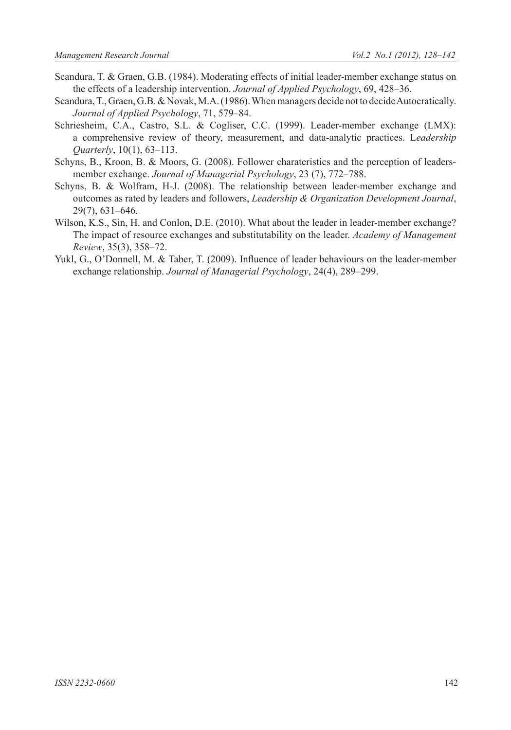Scandura, T. & Graen, G.B. (1984). Moderating effects of initial leader-member exchange status on the effects of a leadership intervention. *Journal of Applied Psychology*, 69, 428–36.

Scandura, T., Graen, G.B. & Novak, M.A. (1986). When managers decide not to decide Autocratically. *Journal of Applied Psychology*, 71, 579–84.

Schriesheim, C.A., Castro, S.L. & Cogliser, C.C. (1999). Leader-member exchange (LMX): a comprehensive review of theory, measurement, and data-analytic practices. L*eadership Quarterly*, 10(1), 63–113.

Schyns, B., Kroon, B. & Moors, G. (2008). Follower charateristics and the perception of leaders-member exchange. *Journal of Managerial Psychology*, 23 (7), 772–788.

Schyns, B. & Wolfram, H-J. (2008). The relationship between leader-member exchange and outcomes as rated by leaders and followers, *Leadership & Organization Development Journal*, 29(7), 631–646.

Wilson, K.S., Sin, H. and Conlon, D.E. (2010). What about the leader in leader-member exchange? The impact of resource exchanges and substitutability on the leader. *Academy of Management Review*, 35(3), 358–72.

Yukl, G., O'Donnell, M. & Taber, T. (2009). Influence of leader behaviours on the leader-member exchange relationship. *Journal of Managerial Psychology*, 24(4), 289–299.